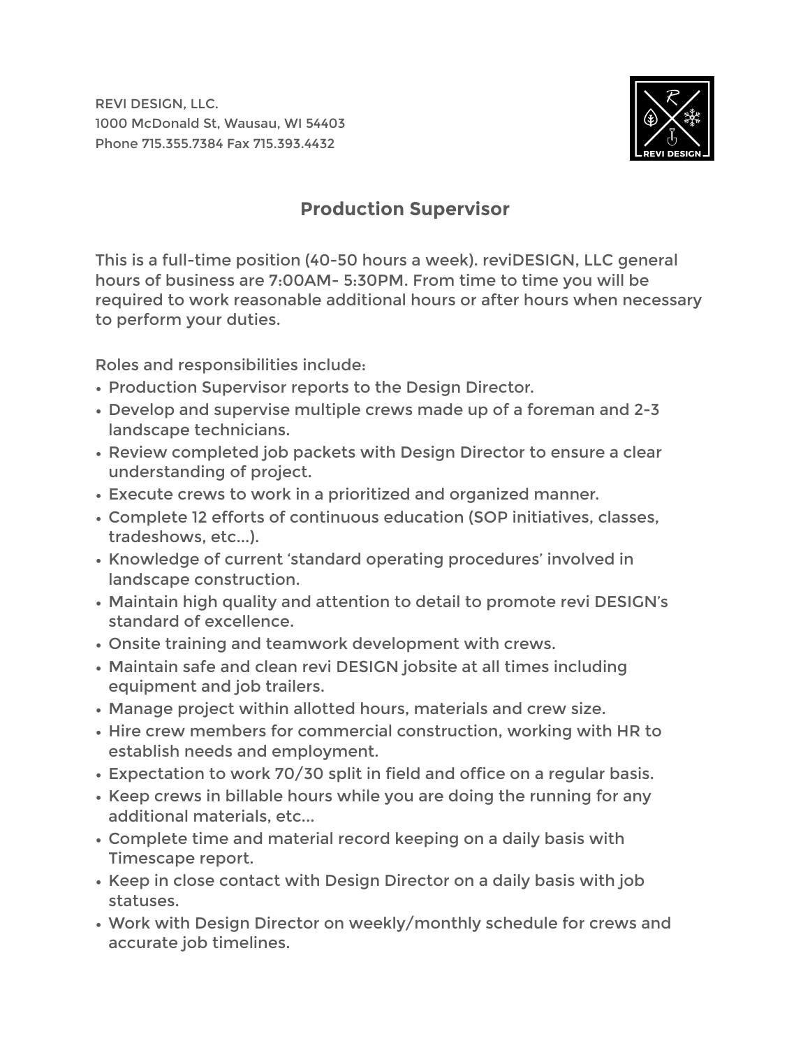REVI DESIGN, LLC.
1000 McDonald St, Wausau, WI 54403
Phone 715.355.7384 Fax 715.393.4432

## Production Supervisor

This is a full-time position (40-50 hours a week). reviDESIGN, LLC general hours of business are 7:00AM- 5:30PM. From time to time you will be required to work reasonable additional hours or after hours when necessary to perform your duties.

Roles and responsibilities include:

- Production Supervisor reports to the Design Director.
- Develop and supervise multiple crews made up of a foreman and 2-3 landscape technicians.
- Review completed job packets with Design Director to ensure a clear understanding of project.
- Execute crews to work in a prioritized and organized manner.
- Complete 12 efforts of continuous education (SOP initiatives, classes, tradeshows, etc...).
- Knowledge of current 'standard operating procedures' involved in landscape construction.
- Maintain high quality and attention to detail to promote revi DESIGN's standard of excellence.
- Onsite training and teamwork development with crews.
- Maintain safe and clean revi DESIGN jobsite at all times including equipment and job trailers.
- Manage project within allotted hours, materials and crew size.
- Hire crew members for commercial construction, working with HR to establish needs and employment.
- Expectation to work 70/30 split in field and office on a regular basis.
- Keep crews in billable hours while you are doing the running for any additional materials, etc...
- Complete time and material record keeping on a daily basis with Timescape report.
- Keep in close contact with Design Director on a daily basis with job statuses.
- Work with Design Director on weekly/monthly schedule for crews and accurate job timelines.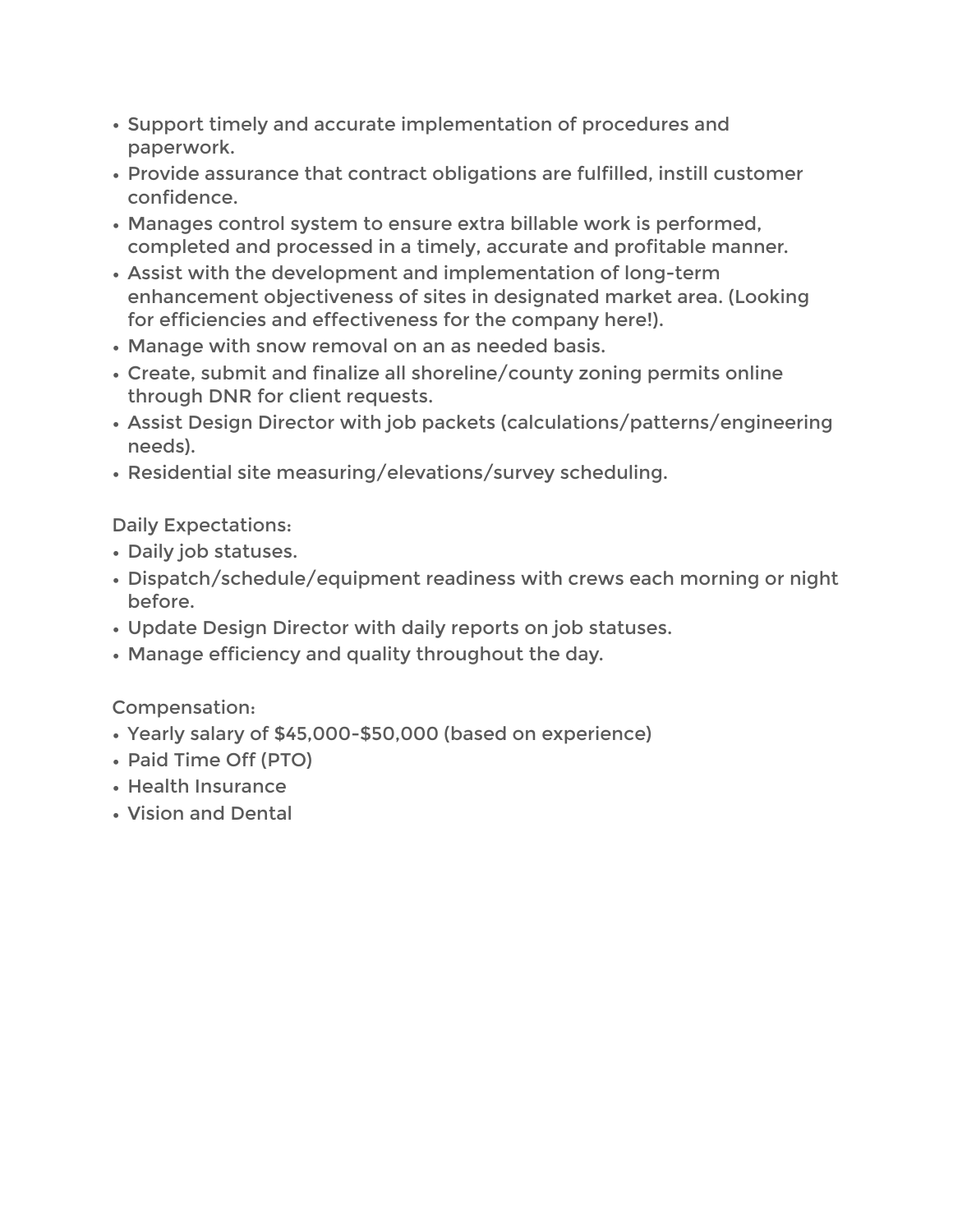- Support timely and accurate implementation of procedures and paperwork.
- Provide assurance that contract obligations are fulfilled, instill customer confidence.
- Manages control system to ensure extra billable work is performed, completed and processed in a timely, accurate and profitable manner.
- Assist with the development and implementation of long-term enhancement objectiveness of sites in designated market area. (Looking for efficiencies and effectiveness for the company here!).
- Manage with snow removal on an as needed basis.
- Create, submit and finalize all shoreline/county zoning permits online through DNR for client requests.
- Assist Design Director with job packets (calculations/patterns/engineering needs).
- Residential site measuring/elevations/survey scheduling.

Daily Expectations:

- Daily job statuses.
- Dispatch/schedule/equipment readiness with crews each morning or night before.
- Update Design Director with daily reports on job statuses.
- Manage efficiency and quality throughout the day.

Compensation:

- Yearly salary of $45,000-$50,000 (based on experience)
- Paid Time Off (PTO)
- Health Insurance
- Vision and Dental